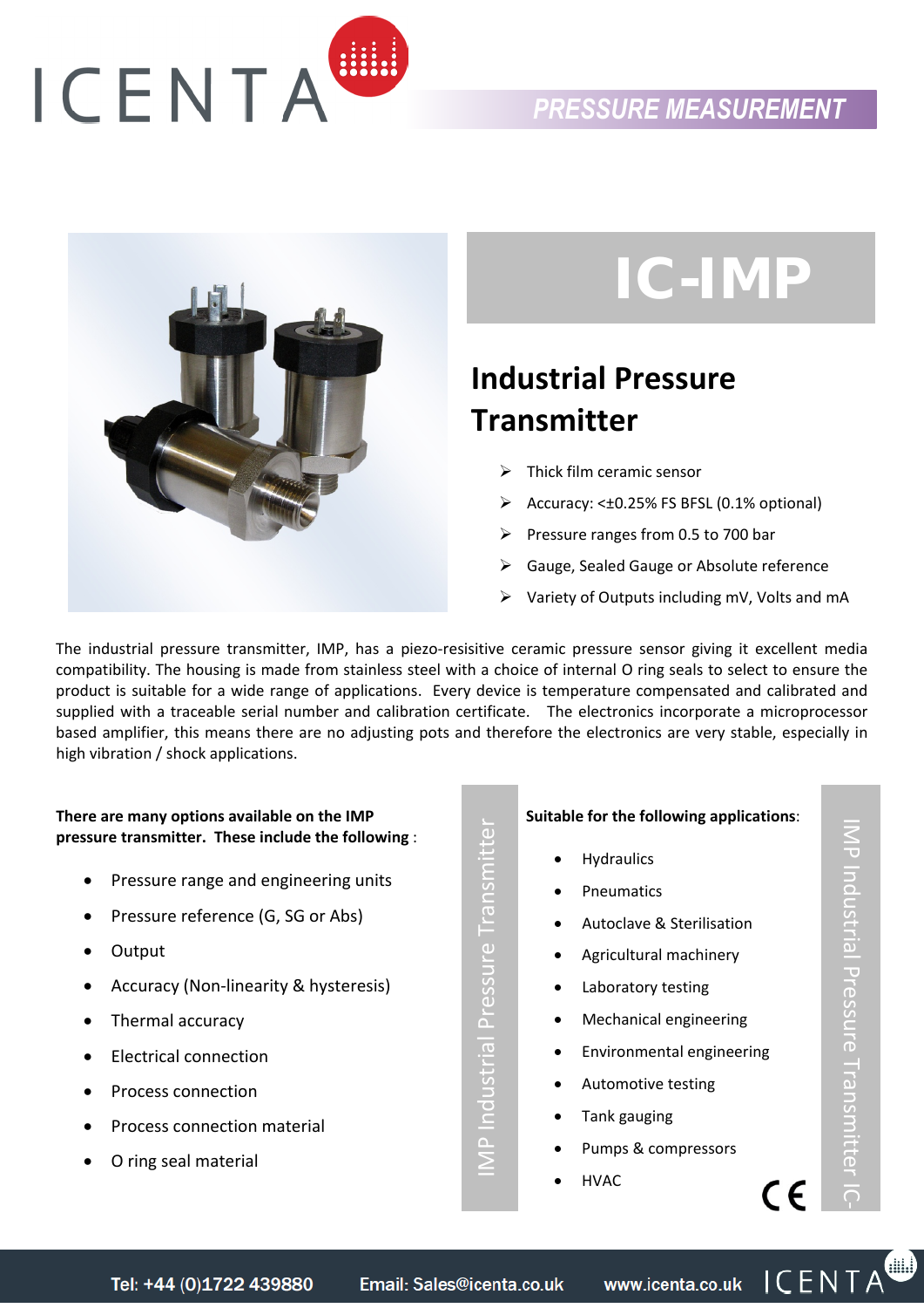# IC-IMP

## Industrial Pressure Transmitter

- Thick film ceramic sensor
- Accuracy: <±0.25% FS BFSL (0.1% optional)
- Pressure ranges from 0.5 to 700 bar
- Gauge, Sealed Gauge or Absolute reference
- Variety of Outputs including mV, Volts and mA

The industrial pressure transmitter, IMP, has a piezo-resisitive ceramic pressure sensor giving it excellent media compatibility. The housing is made from stainless steel with a choice of internal O ring seals to select to ensure the product is suitable for a wide range of applications. Every device is temperature compensated and calibrated and supplied with a traceable serial number and calibration certificate. The electronics incorporate a microprocessor based amplifier, this means there are no adjusting pots and therefore the electronics are very stable, especially in high vibration / shock applications.

**There are many options available on the IMP pressure transmitter. These include the following** :

- Pressure range and engineering units
- Pressure reference (G, SG or Abs)
- Output
- Accuracy (Non-linearity & hysteresis)
- Thermal accuracy
- Electrical connection
- Process connection
- Process connection material
- O ring seal material

**Suitable for the following applications**:

- Hydraulics
- Pneumatics
- Autoclave & Sterilisation
- Agricultural machinery
- Laboratory testing
- Mechanical engineering
- Environmental engineering
- Automotive testing
- Tank gauging
- Pumps & compressors
- HVAC

Tel: +44 (0)1722 439880 Email: Sales@icenta.co.uk www.icenta.co.uk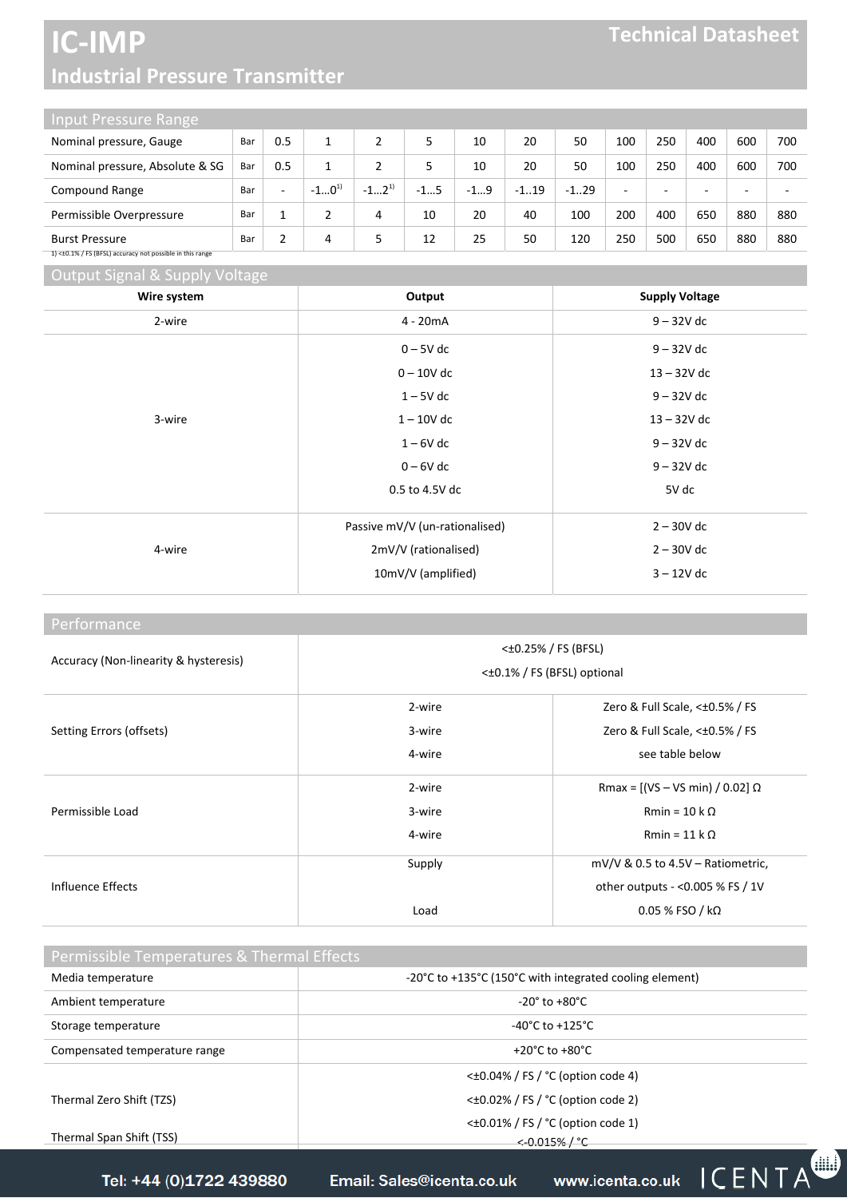# IC-IMP

## Industrial Pressure Transmitter

Technical Datasheet

### Input Pressure Range

| | | | | | | | | | | | | | |
|---|---|---|---|---|---|---|---|---|---|---|---|---|---|
| Nominal pressure, Gauge | Bar | 0.5 | 1 | 2 | 5 | 10 | 20 | 50 | 100 | 250 | 400 | 600 | 700 |
| Nominal pressure, Absolute & SG | Bar | 0.5 | 1 | 2 | 5 | 10 | 20 | 50 | 100 | 250 | 400 | 600 | 700 |
| Compound Range | Bar | - | -1…0[1] | -1…2[1] | -1…5 | -1…9 | -1..19 | -1..29 | - | - | - | - | - |
| Permissible Overpressure | Bar | 1 | 2 | 4 | 10 | 20 | 40 | 100 | 200 | 400 | 650 | 880 | 880 |
| Burst Pressure | Bar | 2 | 4 | 5 | 12 | 25 | 50 | 120 | 250 | 500 | 650 | 880 | 880 |

1) <±0.1% / FS (BFSL) accuracy not possible in this range

### Output Signal & Supply Voltage

| Wire system | Output | Supply Voltage |
|---|---|---|
| 2-wire | 4 - 20mA | 9 – 32V dc |
| 3-wire | 0 – 5V dc | 9 – 32V dc |
| | 0 – 10V dc | 13 – 32V dc |
| | 1 – 5V dc | 9 – 32V dc |
| | 1 – 10V dc | 13 – 32V dc |
| | 1 – 6V dc | 9 – 32V dc |
| | 0 – 6V dc | 9 – 32V dc |
| | 0.5 to 4.5V dc | 5V dc |
| 4-wire | Passive mV/V (un-rationalised) | 2 – 30V dc |
| | 2mV/V (rationalised) | 2 – 30V dc |
| | 10mV/V (amplified) | 3 – 12V dc |

### Performance

| | | |
|---|---|---|
| Accuracy (Non-linearity & hysteresis) | <±0.25% / FS (BFSL)<br><±0.1% / FS (BFSL) optional | |
| Setting Errors (offsets) | 2-wire | Zero & Full Scale, <±0.5% / FS |
| | 3-wire | Zero & Full Scale, <±0.5% / FS |
| | 4-wire | see table below |
| Permissible Load | 2-wire | Rmax = [(VS – VS min) / 0.02] Ω |
| | 3-wire | Rmin = 10 k Ω |
| | 4-wire | Rmin = 11 k Ω |
| Influence Effects | Supply | mV/V & 0.5 to 4.5V – Ratiometric, other outputs - <0.005 % FS / 1V |
| | Load | 0.05 % FSO / kΩ |

### Permissible Temperatures & Thermal Effects

| | |
|---|---|
| Media temperature | -20°C to +135°C (150°C with integrated cooling element) |
| Ambient temperature | -20° to +80°C |
| Storage temperature | -40°C to +125°C |
| Compensated temperature range | +20°C to +80°C |
| Thermal Zero Shift (TZS) | <±0.04% / FS / °C (option code 4)<br><±0.02% / FS / °C (option code 2)<br><±0.01% / FS / °C (option code 1) |
| Thermal Span Shift (TSS) | <-0.015% / °C |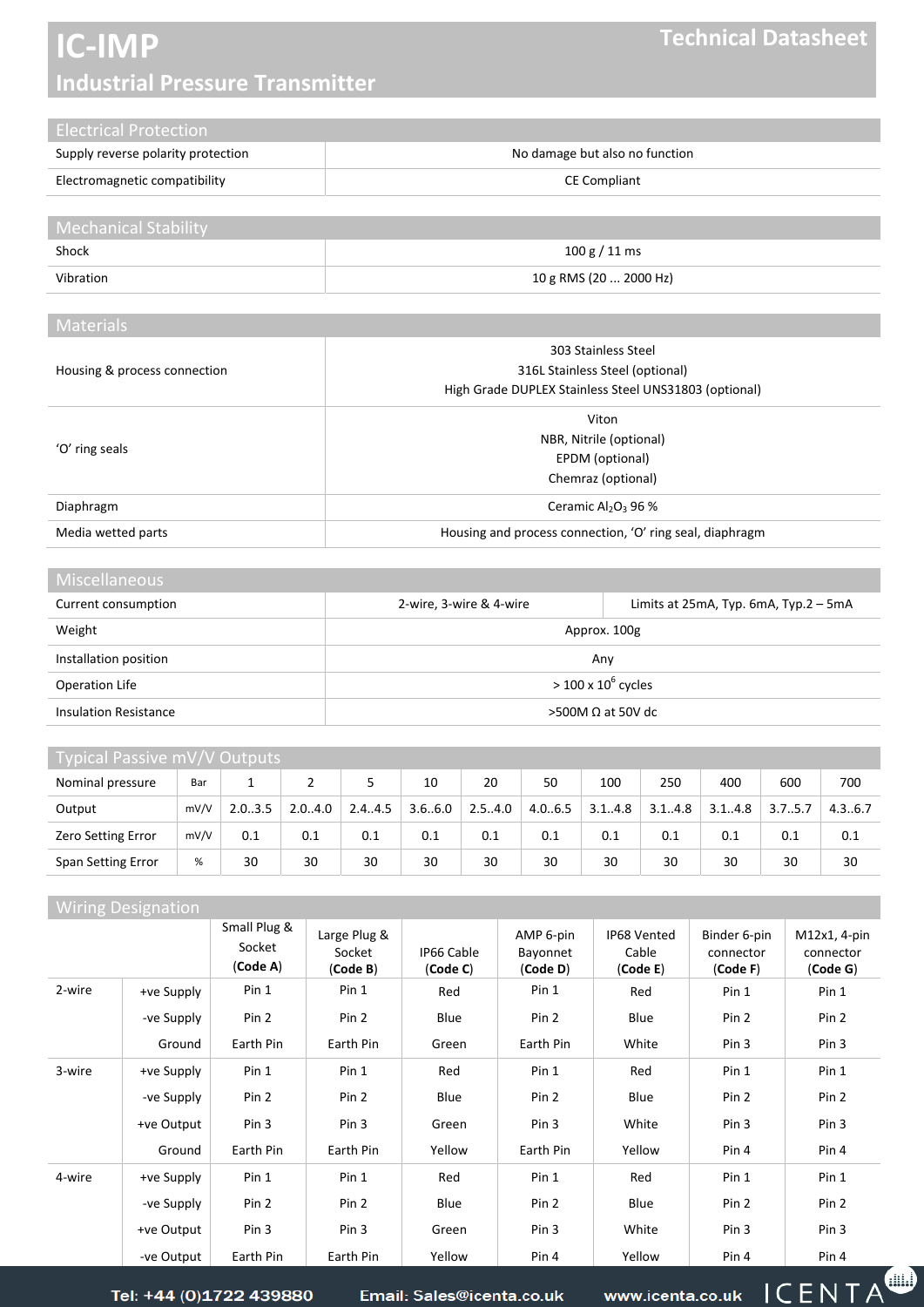# IC-IMP

## Industrial Pressure Transmitter

Technical Datasheet

## Electrical Protection

| | |
|---|---|
| Supply reverse polarity protection | No damage but also no function |
| Electromagnetic compatibility | CE Compliant |

## Mechanical Stability

| | |
|---|---|
| Shock | 100 g / 11 ms |
| Vibration | 10 g RMS (20 ... 2000 Hz) |

## Materials

| | |
|---|---|
| Housing & process connection | 303 Stainless Steel<br>316L Stainless Steel (optional)<br>High Grade DUPLEX Stainless Steel UNS31803 (optional) |
| 'O' ring seals | Viton<br>NBR, Nitrile (optional)<br>EPDM (optional)<br>Chemraz (optional) |
| Diaphragm | Ceramic $Al_2O_3$ 96 % |
| Media wetted parts | Housing and process connection, 'O' ring seal, diaphragm |

## Miscellaneous

| | | |
|---|---|---|
| Current consumption | 2-wire, 3-wire & 4-wire | Limits at 25mA, Typ. 6mA, Typ.2 – 5mA |
| Weight | Approx. 100g | |
| Installation position | Any | |
| Operation Life | > 100 x $10^6$ cycles | |
| Insulation Resistance | >500M Ω at 50V dc | |

## Typical Passive mV/V Outputs

| Nominal pressure | Bar | 1 | 2 | 5 | 10 | 20 | 50 | 100 | 250 | 400 | 600 | 700 |
|---|---|---|---|---|---|---|---|---|---|---|---|---|
| Output | mV/V | 2.0..3.5 | 2.0..4.0 | 2.4..4.5 | 3.6..6.0 | 2.5..4.0 | 4.0..6.5 | 3.1..4.8 | 3.1..4.8 | 3.1..4.8 | 3.7..5.7 | 4.3..6.7 |
| Zero Setting Error | mV/V | 0.1 | 0.1 | 0.1 | 0.1 | 0.1 | 0.1 | 0.1 | 0.1 | 0.1 | 0.1 | 0.1 |
| Span Setting Error | % | 30 | 30 | 30 | 30 | 30 | 30 | 30 | 30 | 30 | 30 | 30 |

## Wiring Designation

| | | Small Plug & Socket (**Code A**) | Large Plug & Socket (**Code B**) | IP66 Cable (**Code C**) | AMP 6-pin Bayonnet (**Code D**) | IP68 Vented Cable (**Code E**) | Binder 6-pin connector (**Code F**) | M12x1, 4-pin connector (**Code G**) |
|---|---|---|---|---|---|---|---|---|
| 2-wire | +ve Supply | Pin 1 | Pin 1 | Red | Pin 1 | Red | Pin 1 | Pin 1 |
| | -ve Supply | Pin 2 | Pin 2 | Blue | Pin 2 | Blue | Pin 2 | Pin 2 |
| | Ground | Earth Pin | Earth Pin | Green | Earth Pin | White | Pin 3 | Pin 3 |
| 3-wire | +ve Supply | Pin 1 | Pin 1 | Red | Pin 1 | Red | Pin 1 | Pin 1 |
| | -ve Supply | Pin 2 | Pin 2 | Blue | Pin 2 | Blue | Pin 2 | Pin 2 |
| | +ve Output | Pin 3 | Pin 3 | Green | Pin 3 | White | Pin 3 | Pin 3 |
| | Ground | Earth Pin | Earth Pin | Yellow | Earth Pin | Yellow | Pin 4 | Pin 4 |
| 4-wire | +ve Supply | Pin 1 | Pin 1 | Red | Pin 1 | Red | Pin 1 | Pin 1 |
| | -ve Supply | Pin 2 | Pin 2 | Blue | Pin 2 | Blue | Pin 2 | Pin 2 |
| | +ve Output | Pin 3 | Pin 3 | Green | Pin 3 | White | Pin 3 | Pin 3 |
| | -ve Output | Earth Pin | Earth Pin | Yellow | Pin 4 | Yellow | Pin 4 | Pin 4 |

Tel: +44 (0)1722 439880 Email: Sales@icenta.co.uk www.icenta.co.uk ICENTA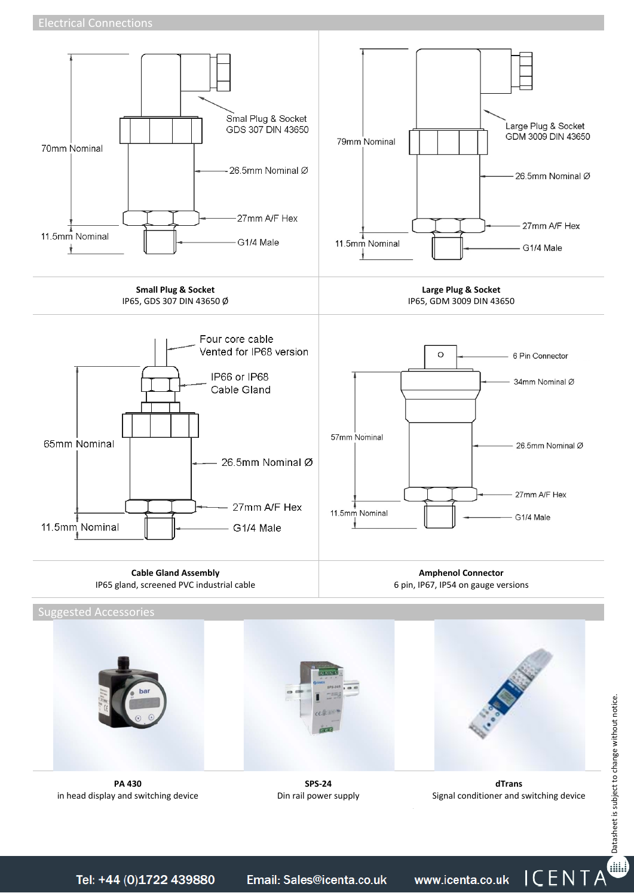## Electrical Connections

Smal Plug & Socket
GDS 307 DIN 43650

70mm Nominal

26.5mm Nominal Ø

27mm A/F Hex

11.5mm Nominal

G1/4 Male

**Small Plug & Socket**
IP65, GDS 307 DIN 43650 Ø

Large Plug & Socket
GDM 3009 DIN 43650

79mm Nominal

26.5mm Nominal Ø

27mm A/F Hex

11.5mm Nominal

G1/4 Male

**Large Plug & Socket**
IP65, GDM 3009 DIN 43650

Four core cable
Vented for IP68 version

IP66 or IP68
Cable Gland

65mm Nominal

26.5mm Nominal Ø

27mm A/F Hex

11.5mm Nominal

G1/4 Male

**Cable Gland Assembly**
IP65 gland, screened PVC industrial cable

6 Pin Connector

34mm Nominal Ø

57mm Nominal

26.5mm Nominal Ø

27mm A/F Hex

11.5mm Nominal

G1/4 Male

**Amphenol Connector**
6 pin, IP67, IP54 on gauge versions

## Suggested Accessories

**PA 430**
in head display and switching device

**SPS-24**
Din rail power supply

**dTrans**
Signal conditioner and switching device

Datasheet is subject to change without notice.

Tel: +44 (0)1722 439880 Email: Sales@icenta.co.uk www.icenta.co.uk ICENTA